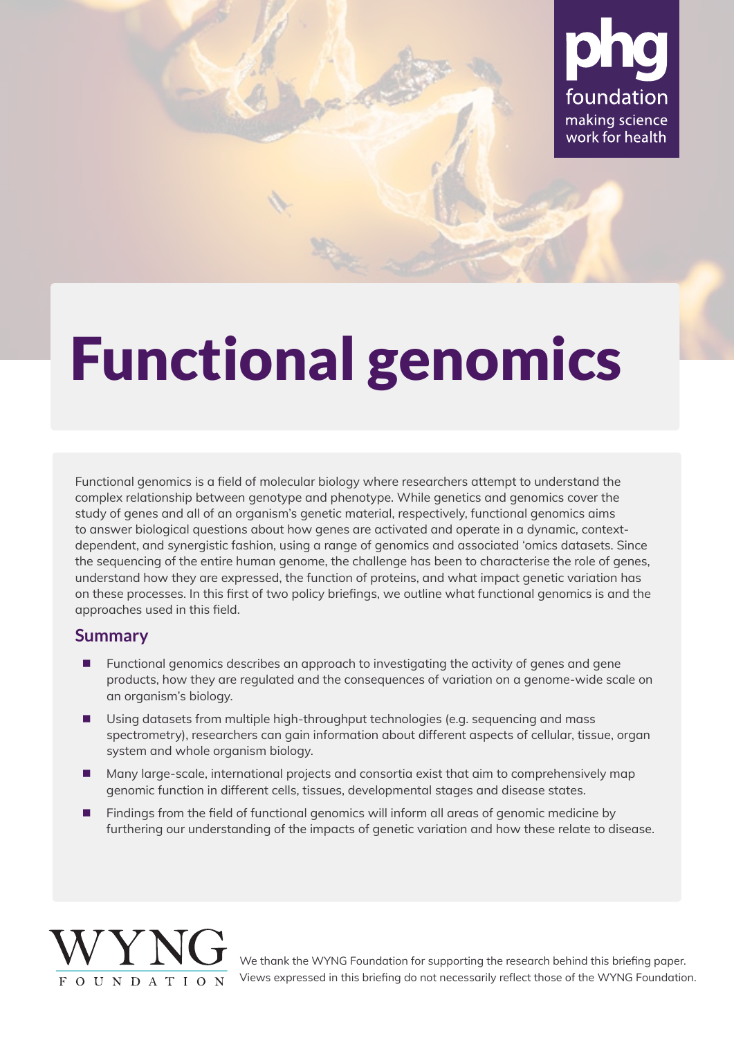phg foundation
making science work for health

# Functional genomics

Functional genomics is a field of molecular biology where researchers attempt to understand the complex relationship between genotype and phenotype. While genetics and genomics cover the study of genes and all of an organism's genetic material, respectively, functional genomics aims to answer biological questions about how genes are activated and operate in a dynamic, context-dependent, and synergistic fashion, using a range of genomics and associated 'omics datasets. Since the sequencing of the entire human genome, the challenge has been to characterise the role of genes, understand how they are expressed, the function of proteins, and what impact genetic variation has on these processes. In this first of two policy briefings, we outline what functional genomics is and the approaches used in this field.

## Summary

- Functional genomics describes an approach to investigating the activity of genes and gene products, how they are regulated and the consequences of variation on a genome-wide scale on an organism's biology.
- Using datasets from multiple high-throughput technologies (e.g. sequencing and mass spectrometry), researchers can gain information about different aspects of cellular, tissue, organ system and whole organism biology.
- Many large-scale, international projects and consortia exist that aim to comprehensively map genomic function in different cells, tissues, developmental stages and disease states.
- Findings from the field of functional genomics will inform all areas of genomic medicine by furthering our understanding of the impacts of genetic variation and how these relate to disease.

WYNG FOUNDATION

We thank the WYNG Foundation for supporting the research behind this briefing paper. Views expressed in this briefing do not necessarily reflect those of the WYNG Foundation.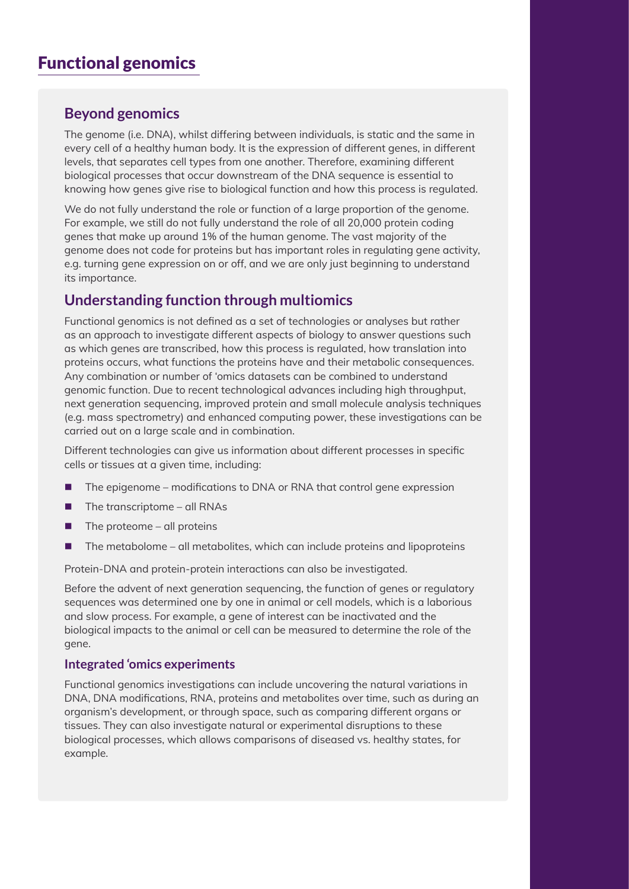# Functional genomics

## Beyond genomics

The genome (i.e. DNA), whilst differing between individuals, is static and the same in every cell of a healthy human body. It is the expression of different genes, in different levels, that separates cell types from one another. Therefore, examining different biological processes that occur downstream of the DNA sequence is essential to knowing how genes give rise to biological function and how this process is regulated.

We do not fully understand the role or function of a large proportion of the genome. For example, we still do not fully understand the role of all 20,000 protein coding genes that make up around 1% of the human genome. The vast majority of the genome does not code for proteins but has important roles in regulating gene activity, e.g. turning gene expression on or off, and we are only just beginning to understand its importance.

## Understanding function through multiomics

Functional genomics is not defined as a set of technologies or analyses but rather as an approach to investigate different aspects of biology to answer questions such as which genes are transcribed, how this process is regulated, how translation into proteins occurs, what functions the proteins have and their metabolic consequences. Any combination or number of 'omics datasets can be combined to understand genomic function. Due to recent technological advances including high throughput, next generation sequencing, improved protein and small molecule analysis techniques (e.g. mass spectrometry) and enhanced computing power, these investigations can be carried out on a large scale and in combination.

Different technologies can give us information about different processes in specific cells or tissues at a given time, including:

- The epigenome – modifications to DNA or RNA that control gene expression
- The transcriptome – all RNAs
- The proteome – all proteins
- The metabolome – all metabolites, which can include proteins and lipoproteins

Protein-DNA and protein-protein interactions can also be investigated.

Before the advent of next generation sequencing, the function of genes or regulatory sequences was determined one by one in animal or cell models, which is a laborious and slow process. For example, a gene of interest can be inactivated and the biological impacts to the animal or cell can be measured to determine the role of the gene.

### Integrated 'omics experiments

Functional genomics investigations can include uncovering the natural variations in DNA, DNA modifications, RNA, proteins and metabolites over time, such as during an organism's development, or through space, such as comparing different organs or tissues. They can also investigate natural or experimental disruptions to these biological processes, which allows comparisons of diseased vs. healthy states, for example.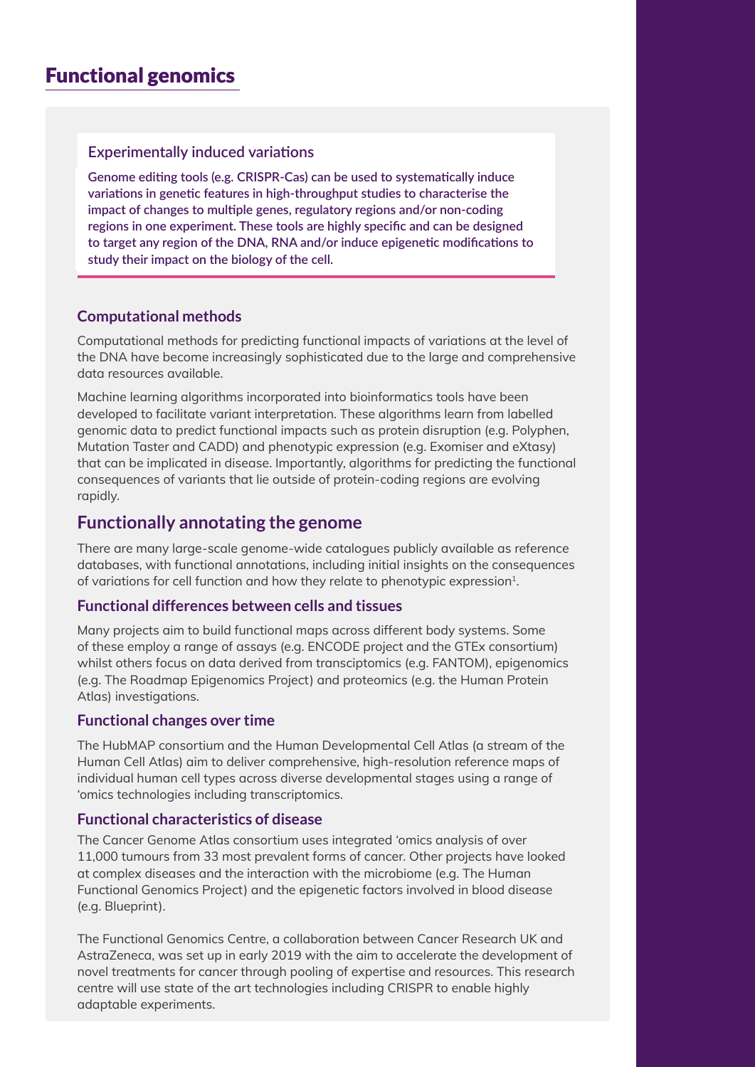# Functional genomics

### Experimentally induced variations

**Genome editing tools (e.g. CRISPR-Cas) can be used to systematically induce variations in genetic features in high-throughput studies to characterise the impact of changes to multiple genes, regulatory regions and/or non-coding regions in one experiment. These tools are highly specific and can be designed to target any region of the DNA, RNA and/or induce epigenetic modifications to study their impact on the biology of the cell.**

### Computational methods

Computational methods for predicting functional impacts of variations at the level of the DNA have become increasingly sophisticated due to the large and comprehensive data resources available.

Machine learning algorithms incorporated into bioinformatics tools have been developed to facilitate variant interpretation. These algorithms learn from labelled genomic data to predict functional impacts such as protein disruption (e.g. Polyphen, Mutation Taster and CADD) and phenotypic expression (e.g. Exomiser and eXtasy) that can be implicated in disease. Importantly, algorithms for predicting the functional consequences of variants that lie outside of protein-coding regions are evolving rapidly.

## Functionally annotating the genome

There are many large-scale genome-wide catalogues publicly available as reference databases, with functional annotations, including initial insights on the consequences of variations for cell function and how they relate to phenotypic expression[1].

### Functional differences between cells and tissues

Many projects aim to build functional maps across different body systems. Some of these employ a range of assays (e.g. ENCODE project and the GTEx consortium) whilst others focus on data derived from transciptomics (e.g. FANTOM), epigenomics (e.g. The Roadmap Epigenomics Project) and proteomics (e.g. the Human Protein Atlas) investigations.

### Functional changes over time

The HubMAP consortium and the Human Developmental Cell Atlas (a stream of the Human Cell Atlas) aim to deliver comprehensive, high-resolution reference maps of individual human cell types across diverse developmental stages using a range of 'omics technologies including transcriptomics.

### Functional characteristics of disease

The Cancer Genome Atlas consortium uses integrated 'omics analysis of over 11,000 tumours from 33 most prevalent forms of cancer. Other projects have looked at complex diseases and the interaction with the microbiome (e.g. The Human Functional Genomics Project) and the epigenetic factors involved in blood disease (e.g. Blueprint).

The Functional Genomics Centre, a collaboration between Cancer Research UK and AstraZeneca, was set up in early 2019 with the aim to accelerate the development of novel treatments for cancer through pooling of expertise and resources. This research centre will use state of the art technologies including CRISPR to enable highly adaptable experiments.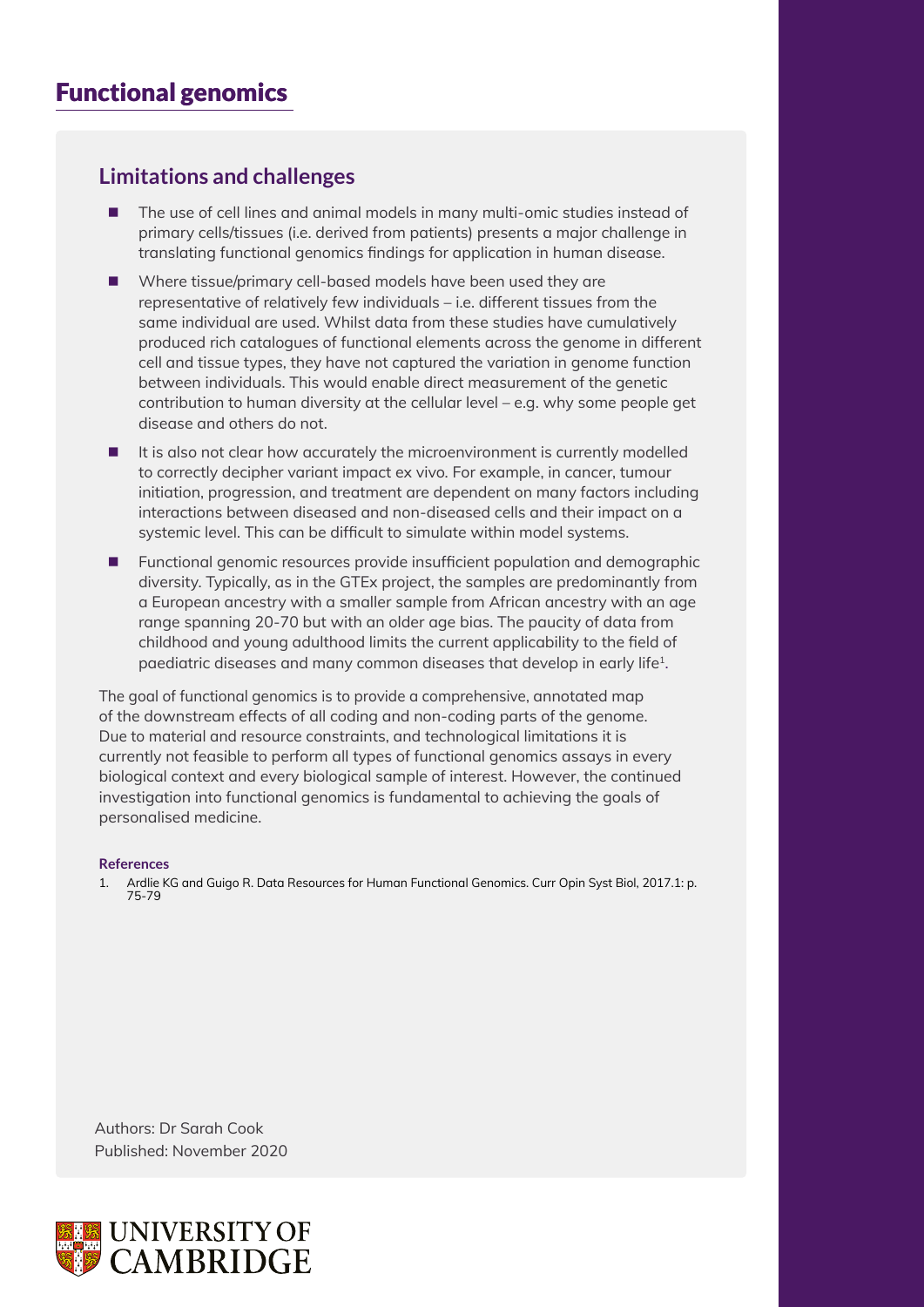# Functional genomics

## Limitations and challenges

- The use of cell lines and animal models in many multi-omic studies instead of primary cells/tissues (i.e. derived from patients) presents a major challenge in translating functional genomics findings for application in human disease.
- Where tissue/primary cell-based models have been used they are representative of relatively few individuals – i.e. different tissues from the same individual are used. Whilst data from these studies have cumulatively produced rich catalogues of functional elements across the genome in different cell and tissue types, they have not captured the variation in genome function between individuals. This would enable direct measurement of the genetic contribution to human diversity at the cellular level – e.g. why some people get disease and others do not.
- It is also not clear how accurately the microenvironment is currently modelled to correctly decipher variant impact ex vivo. For example, in cancer, tumour initiation, progression, and treatment are dependent on many factors including interactions between diseased and non-diseased cells and their impact on a systemic level. This can be difficult to simulate within model systems.
- Functional genomic resources provide insufficient population and demographic diversity. Typically, as in the GTEx project, the samples are predominantly from a European ancestry with a smaller sample from African ancestry with an age range spanning 20-70 but with an older age bias. The paucity of data from childhood and young adulthood limits the current applicability to the field of paediatric diseases and many common diseases that develop in early life[1].

The goal of functional genomics is to provide a comprehensive, annotated map of the downstream effects of all coding and non-coding parts of the genome. Due to material and resource constraints, and technological limitations it is currently not feasible to perform all types of functional genomics assays in every biological context and every biological sample of interest. However, the continued investigation into functional genomics is fundamental to achieving the goals of personalised medicine.

**References**

1. Ardlie KG and Guigo R. Data Resources for Human Functional Genomics. Curr Opin Syst Biol, 2017.1: p. 75-79

Authors: Dr Sarah Cook
Published: November 2020

UNIVERSITY OF CAMBRIDGE